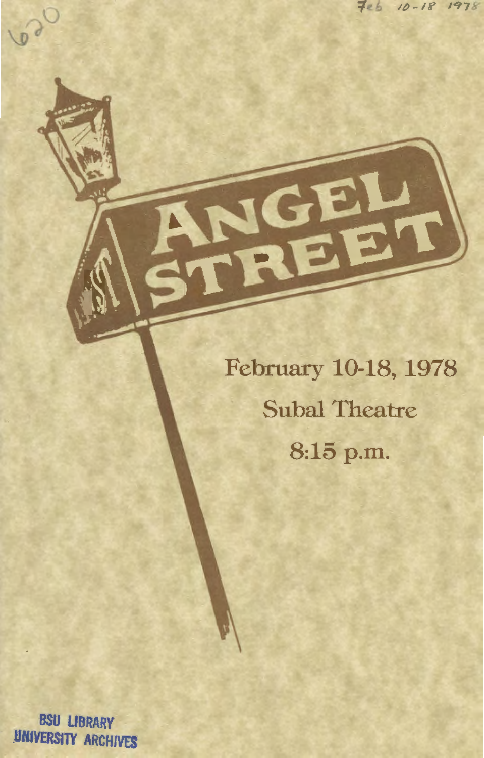# ANGEL STREET

February 10-18, 1978

Subal Theatre

8:15 p.m.

BSU LIBRARY
UNIVERSITY ARCHIVES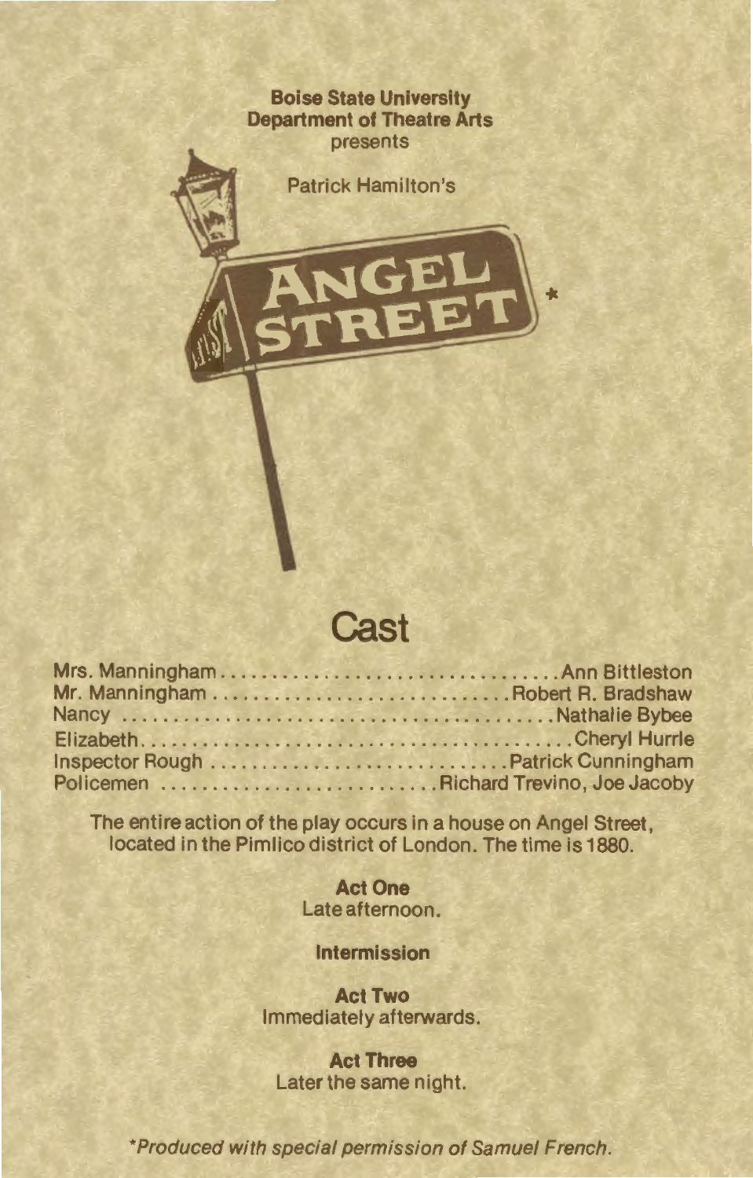**Boise State University**
**Department of Theatre Arts**
presents

Patrick Hamilton's

# ANGEL STREET*

## Cast

| | |
|---|---|
| Mrs. Manningham | Ann Bittleston |
| Mr. Manningham | Robert R. Bradshaw |
| Nancy | Nathalie Bybee |
| Elizabeth | Cheryl Hurrle |
| Inspector Rough | Patrick Cunningham |
| Policemen | Richard Trevino, Joe Jacoby |

The entire action of the play occurs in a house on Angel Street, located in the Pimlico district of London. The time is 1880.

**Act One**
Late afternoon.

**Intermission**

**Act Two**
Immediately afterwards.

**Act Three**
Later the same night.

*\*Produced with special permission of Samuel French.*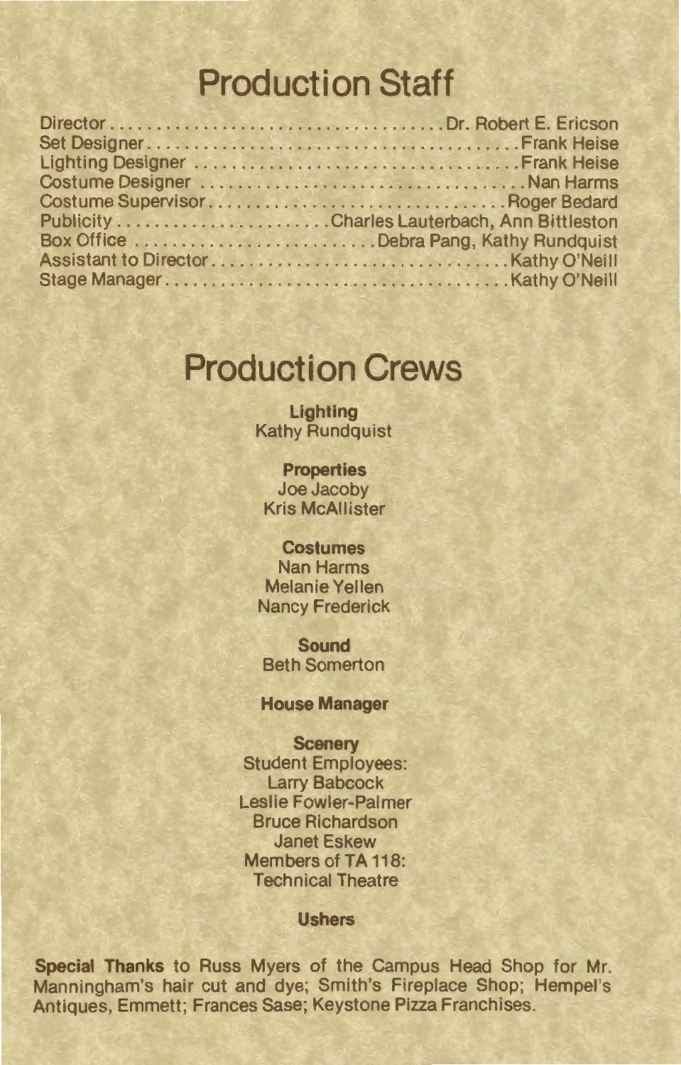# Production Staff

Director . . . . . . . . . . . . . . . . . . . . . . . . . . . . . . . . . . . Dr. Robert E. Ericson
Set Designer . . . . . . . . . . . . . . . . . . . . . . . . . . . . . . . . . . . . . . Frank Heise
Lighting Designer . . . . . . . . . . . . . . . . . . . . . . . . . . . . . . . . . Frank Heise
Costume Designer . . . . . . . . . . . . . . . . . . . . . . . . . . . . . . . . . Nan Harms
Costume Supervisor . . . . . . . . . . . . . . . . . . . . . . . . . . . . . . Roger Bedard
Publicity . . . . . . . . . . . . . . . . . . . . . . . Charles Lauterbach, Ann Bittleston
Box Office . . . . . . . . . . . . . . . . . . . . . . . . . . Debra Pang, Kathy Rundquist
Assistant to Director . . . . . . . . . . . . . . . . . . . . . . . . . . . . . . . Kathy O'Neill
Stage Manager . . . . . . . . . . . . . . . . . . . . . . . . . . . . . . . . . . . Kathy O'Neill

# Production Crews

**Lighting**
Kathy Rundquist

**Properties**
Joe Jacoby
Kris McAllister

**Costumes**
Nan Harms
Melanie Yellen
Nancy Frederick

**Sound**
Beth Somerton

**House Manager**

**Scenery**
Student Employees:
Larry Babcock
Leslie Fowler-Palmer
Bruce Richardson
Janet Eskew
Members of TA 118:
Technical Theatre

**Ushers**

**Special Thanks** to Russ Myers of the Campus Head Shop for Mr. Manningham's hair cut and dye; Smith's Fireplace Shop; Hempel's Antiques, Emmett; Frances Sase; Keystone Pizza Franchises.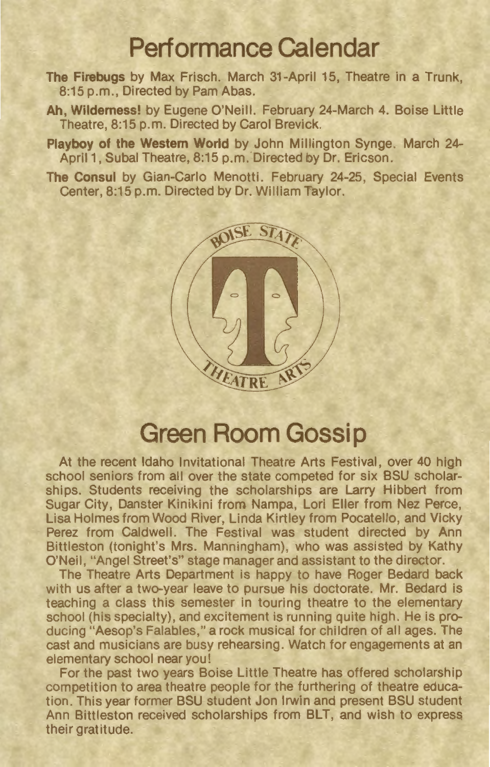# Performance Calendar

**The Firebugs** by Max Frisch. March 31-April 15, Theatre in a Trunk, 8:15 p.m., Directed by Pam Abas.

**Ah, Wilderness!** by Eugene O'Neill. February 24-March 4. Boise Little Theatre, 8:15 p.m. Directed by Carol Brevick.

**Playboy of the Western World** by John Millington Synge. March 24-April 1, Subal Theatre, 8:15 p.m. Directed by Dr. Ericson.

**The Consul** by Gian-Carlo Menotti. February 24-25, Special Events Center, 8:15 p.m. Directed by Dr. William Taylor.

BOISE STATE THEATRE ARTS

# Green Room Gossip

At the recent Idaho Invitational Theatre Arts Festival, over 40 high school seniors from all over the state competed for six BSU scholarships. Students receiving the scholarships are Larry Hibbert from Sugar City, Danster Kinikini from Nampa, Lori Eller from Nez Perce, Lisa Holmes from Wood River, Linda Kirtley from Pocatello, and Vicky Perez from Caldwell. The Festival was student directed by Ann Bittleston (tonight's Mrs. Manningham), who was assisted by Kathy O'Neil, "Angel Street's" stage manager and assistant to the director.

The Theatre Arts Department is happy to have Roger Bedard back with us after a two-year leave to pursue his doctorate. Mr. Bedard is teaching a class this semester in touring theatre to the elementary school (his specialty), and excitement is running quite high. He is producing "Aesop's Falables," a rock musical for children of all ages. The cast and musicians are busy rehearsing. Watch for engagements at an elementary school near you!

For the past two years Boise Little Theatre has offered scholarship competition to area theatre people for the furthering of theatre education. This year former BSU student Jon Irwin and present BSU student Ann Bittleston received scholarships from BLT, and wish to express their gratitude.